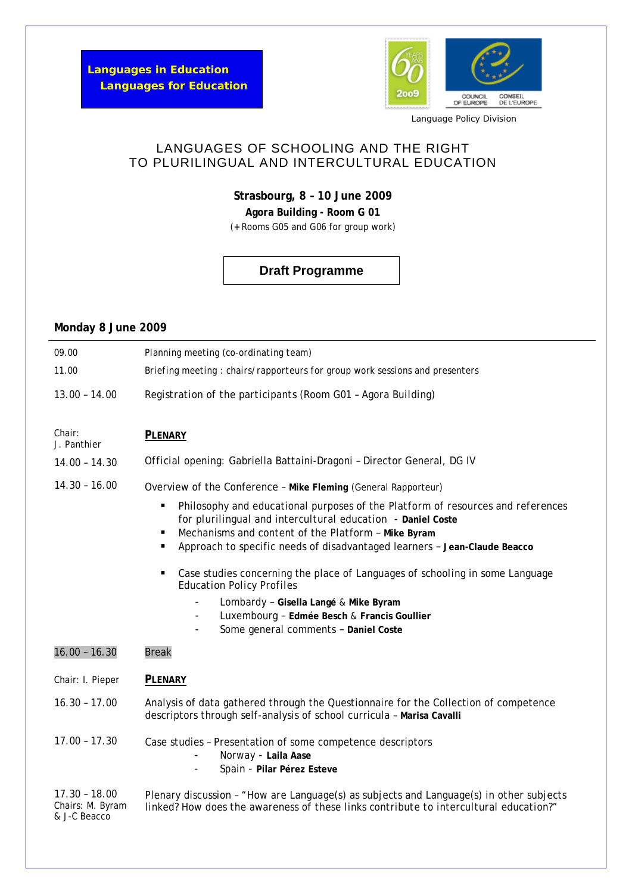**Languages in Education**
**Languages for Education**

Language Policy Division

# LANGUAGES OF SCHOOLING AND THE RIGHT TO PLURILINGUAL AND INTERCULTURAL EDUCATION

**Strasbourg, 8 – 10 June 2009**

**Agora Building - Room G 01**

(+Rooms G05 and G06 for group work)

## Draft Programme

### Monday 8 June 2009

| | |
|---|---|
| 09.00 | Planning meeting (co-ordinating team) |
| 11.00 | Briefing meeting : chairs/rapporteurs for group work sessions and presenters |
| 13.00 – 14.00 | Registration of the participants (Room G01 – Agora Building) |
| Chair: J. Panthier | **PLENARY** |
| 14.00 – 14.30 | Official opening: Gabriella Battaini-Dragoni – Director General, DG IV |
| 14.30 – 16.00 | Overview of the Conference – **Mike Fleming** (General Rapporteur) |

- Philosophy and educational purposes of the Platform of resources and references for plurilingual and intercultural education - **Daniel Coste**
- Mechanisms and content of the Platform – **Mike Byram**
- Approach to specific needs of disadvantaged learners – **Jean-Claude Beacco**
- Case studies concerning the place of Languages of schooling in some Language Education Policy Profiles
  - Lombardy – **Gisella Langé** & **Mike Byram**
  - Luxembourg – **Edmée Besch** & **Francis Goullier**
  - Some general comments – **Daniel Coste**

| | |
|---|---|
| 16.00 – 16.30 | Break |
| Chair: I. Pieper | **PLENARY** |
| 16.30 – 17.00 | Analysis of data gathered through the Questionnaire for the Collection of competence descriptors through self-analysis of school curricula – **Marisa Cavalli** |
| 17.00 – 17.30 | Case studies – Presentation of some competence descriptors<br>- Norway - **Laila Aase**<br>- Spain - **Pilar Pérez Esteve** |
| 17.30 – 18.00<br>Chairs: M. Byram & J-C Beacco | Plenary discussion – "How are Language(s) as subjects and Language(s) in other subjects linked? How does the awareness of these links contribute to intercultural education?" |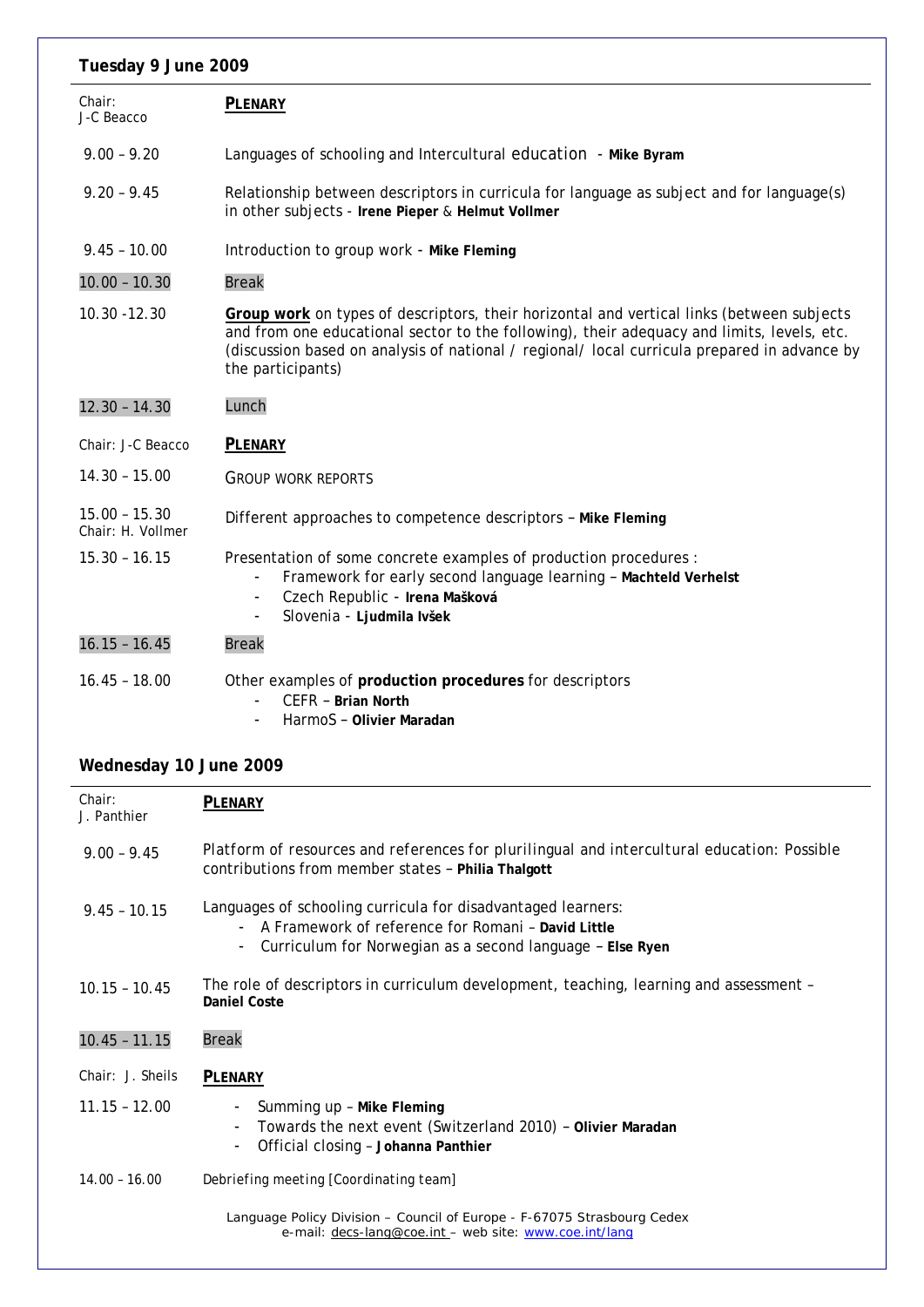## Tuesday 9 June 2009

| | |
|---|---|
| Chair: J-C Beacco | **PLENARY** |
| 9.00 – 9.20 | Languages of schooling and Intercultural education - **Mike Byram** |
| 9.20 – 9.45 | Relationship between descriptors in curricula for language as subject and for language(s) in other subjects - **Irene Pieper** & **Helmut Vollmer** |
| 9.45 – 10.00 | Introduction to group work - **Mike Fleming** |
| 10.00 – 10.30 | Break |
| 10.30 -12.30 | **Group work** on types of descriptors, their horizontal and vertical links (between subjects and from one educational sector to the following), their adequacy and limits, levels, etc. (discussion based on analysis of national / regional/ local curricula prepared in advance by the participants) |
| 12.30 – 14.30 | Lunch |
| Chair: J-C Beacco | **PLENARY** |
| 14.30 – 15.00 | GROUP WORK REPORTS |
| 15.00 – 15.30 Chair: H. Vollmer | Different approaches to competence descriptors – **Mike Fleming** |
| 15.30 – 16.15 | Presentation of some concrete examples of production procedures :<br>- Framework for early second language learning – **Machteld Verhelst**<br>- Czech Republic - **Irena Mašková**<br>- Slovenia - **Ljudmila Ivšek** |
| 16.15 – 16.45 | Break |
| 16.45 – 18.00 | Other examples of **production procedures** for descriptors<br>- CEFR – **Brian North**<br>- HarmoS – **Olivier Maradan** |

## Wednesday 10 June 2009

| | |
|---|---|
| Chair: J. Panthier | **PLENARY** |
| 9.00 – 9.45 | Platform of resources and references for plurilingual and intercultural education: Possible contributions from member states – **Philia Thalgott** |
| 9.45 – 10.15 | Languages of schooling curricula for disadvantaged learners:<br>- A Framework of reference for Romani – **David Little**<br>- Curriculum for Norwegian as a second language – **Else Ryen** |
| 10.15 – 10.45 | The role of descriptors in curriculum development, teaching, learning and assessment – **Daniel Coste** |
| 10.45 – 11.15 | Break |
| Chair: J. Sheils | **PLENARY** |
| 11.15 – 12.00 | - Summing up – **Mike Fleming**<br>- Towards the next event (Switzerland 2010) – **Olivier Maradan**<br>- Official closing – **Johanna Panthier** |
| 14.00 – 16.00 | Debriefing meeting [Coordinating team] |

Language Policy Division – Council of Europe - F-67075 Strasbourg Cedex
e-mail: decs-lang@coe.int – web site: www.coe.int/lang